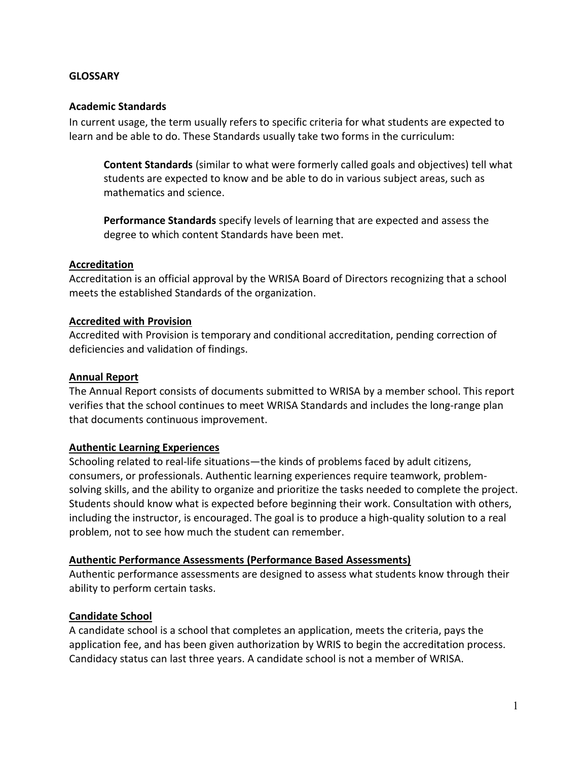# GLOSSARY

**Academic Standards**

In current usage, the term usually refers to specific criteria for what students are expected to learn and be able to do. These Standards usually take two forms in the curriculum:

> **Content Standards** (similar to what were formerly called goals and objectives) tell what students are expected to know and be able to do in various subject areas, such as mathematics and science.
>
> **Performance Standards** specify levels of learning that are expected and assess the degree to which content Standards have been met.

**Accreditation**

Accreditation is an official approval by the WRISA Board of Directors recognizing that a school meets the established Standards of the organization.

**Accredited with Provision**

Accredited with Provision is temporary and conditional accreditation, pending correction of deficiencies and validation of findings.

**Annual Report**

The Annual Report consists of documents submitted to WRISA by a member school. This report verifies that the school continues to meet WRISA Standards and includes the long-range plan that documents continuous improvement.

**Authentic Learning Experiences**

Schooling related to real-life situations—the kinds of problems faced by adult citizens, consumers, or professionals. Authentic learning experiences require teamwork, problem-solving skills, and the ability to organize and prioritize the tasks needed to complete the project. Students should know what is expected before beginning their work. Consultation with others, including the instructor, is encouraged. The goal is to produce a high-quality solution to a real problem, not to see how much the student can remember.

**Authentic Performance Assessments (Performance Based Assessments)**

Authentic performance assessments are designed to assess what students know through their ability to perform certain tasks.

**Candidate School**

A candidate school is a school that completes an application, meets the criteria, pays the application fee, and has been given authorization by WRIS to begin the accreditation process. Candidacy status can last three years. A candidate school is not a member of WRISA.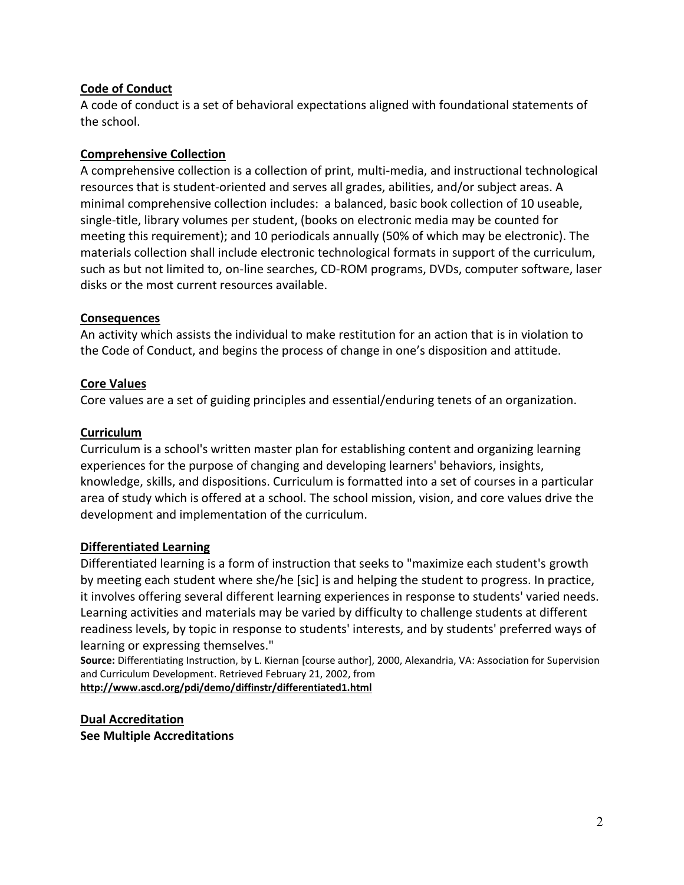**Code of Conduct**

A code of conduct is a set of behavioral expectations aligned with foundational statements of the school.

**Comprehensive Collection**

A comprehensive collection is a collection of print, multi-media, and instructional technological resources that is student-oriented and serves all grades, abilities, and/or subject areas. A minimal comprehensive collection includes: a balanced, basic book collection of 10 useable, single-title, library volumes per student, (books on electronic media may be counted for meeting this requirement); and 10 periodicals annually (50% of which may be electronic). The materials collection shall include electronic technological formats in support of the curriculum, such as but not limited to, on-line searches, CD-ROM programs, DVDs, computer software, laser disks or the most current resources available.

**Consequences**

An activity which assists the individual to make restitution for an action that is in violation to the Code of Conduct, and begins the process of change in one's disposition and attitude.

**Core Values**

Core values are a set of guiding principles and essential/enduring tenets of an organization.

**Curriculum**

Curriculum is a school's written master plan for establishing content and organizing learning experiences for the purpose of changing and developing learners' behaviors, insights, knowledge, skills, and dispositions. Curriculum is formatted into a set of courses in a particular area of study which is offered at a school. The school mission, vision, and core values drive the development and implementation of the curriculum.

**Differentiated Learning**

Differentiated learning is a form of instruction that seeks to "maximize each student's growth by meeting each student where she/he [sic] is and helping the student to progress. In practice, it involves offering several different learning experiences in response to students' varied needs. Learning activities and materials may be varied by difficulty to challenge students at different readiness levels, by topic in response to students' interests, and by students' preferred ways of learning or expressing themselves."

**Source:** Differentiating Instruction, by L. Kiernan [course author], 2000, Alexandria, VA: Association for Supervision and Curriculum Development. Retrieved February 21, 2002, from **http://www.ascd.org/pdi/demo/diffinstr/differentiated1.html**

**Dual Accreditation**

**See Multiple Accreditations**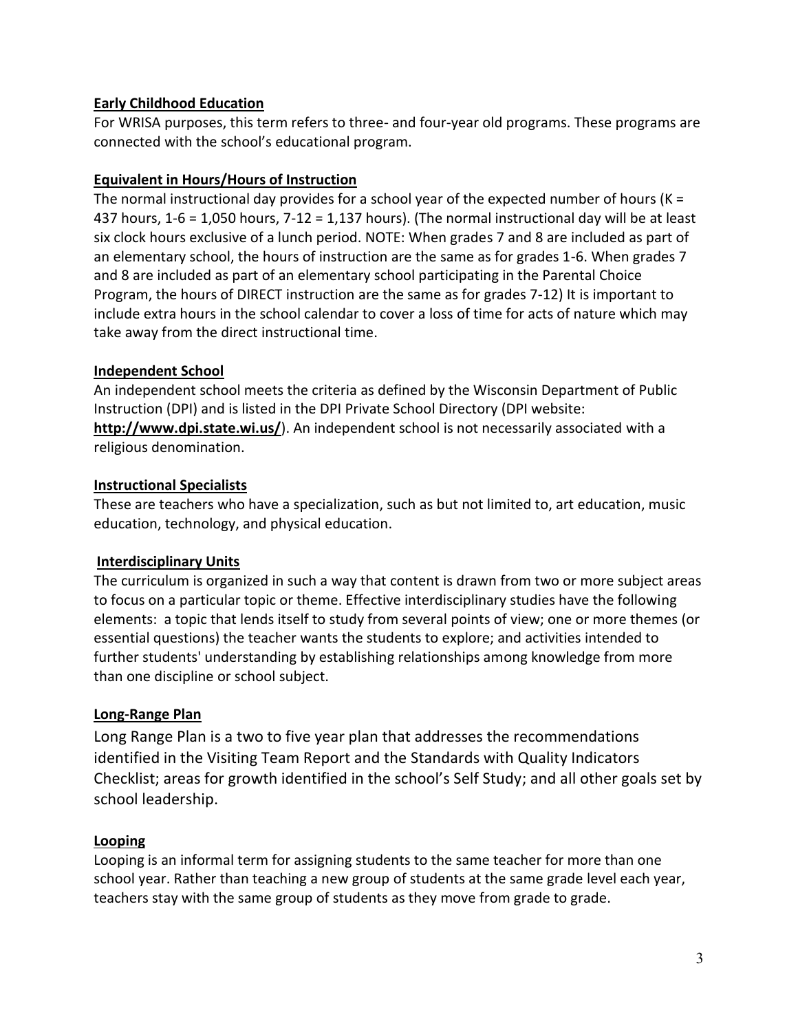**Early Childhood Education**

For WRISA purposes, this term refers to three- and four-year old programs. These programs are connected with the school's educational program.

**Equivalent in Hours/Hours of Instruction**

The normal instructional day provides for a school year of the expected number of hours (K = 437 hours, 1-6 = 1,050 hours, 7-12 = 1,137 hours). (The normal instructional day will be at least six clock hours exclusive of a lunch period. NOTE: When grades 7 and 8 are included as part of an elementary school, the hours of instruction are the same as for grades 1-6. When grades 7 and 8 are included as part of an elementary school participating in the Parental Choice Program, the hours of DIRECT instruction are the same as for grades 7-12) It is important to include extra hours in the school calendar to cover a loss of time for acts of nature which may take away from the direct instructional time.

**Independent School**

An independent school meets the criteria as defined by the Wisconsin Department of Public Instruction (DPI) and is listed in the DPI Private School Directory (DPI website: **http://www.dpi.state.wi.us/**). An independent school is not necessarily associated with a religious denomination.

**Instructional Specialists**

These are teachers who have a specialization, such as but not limited to, art education, music education, technology, and physical education.

**Interdisciplinary Units**

The curriculum is organized in such a way that content is drawn from two or more subject areas to focus on a particular topic or theme. Effective interdisciplinary studies have the following elements: a topic that lends itself to study from several points of view; one or more themes (or essential questions) the teacher wants the students to explore; and activities intended to further students' understanding by establishing relationships among knowledge from more than one discipline or school subject.

**Long-Range Plan**

Long Range Plan is a two to five year plan that addresses the recommendations identified in the Visiting Team Report and the Standards with Quality Indicators Checklist; areas for growth identified in the school's Self Study; and all other goals set by school leadership.

**Looping**

Looping is an informal term for assigning students to the same teacher for more than one school year. Rather than teaching a new group of students at the same grade level each year, teachers stay with the same group of students as they move from grade to grade.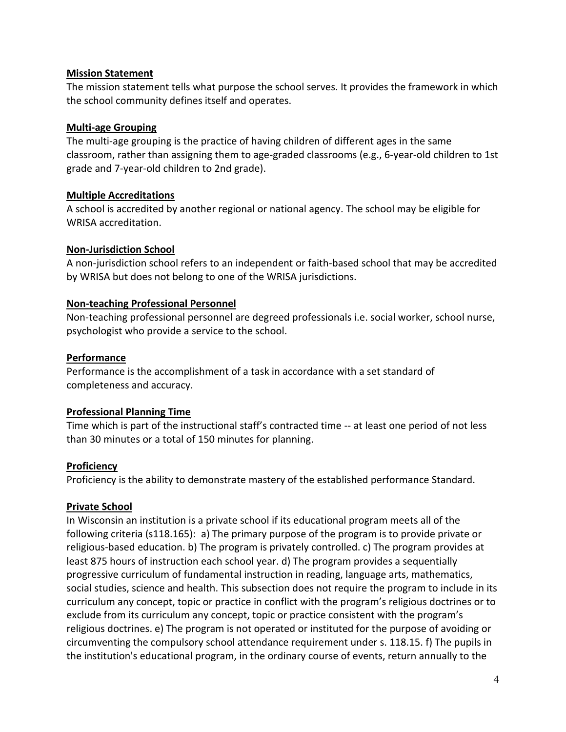**Mission Statement**

The mission statement tells what purpose the school serves. It provides the framework in which the school community defines itself and operates.

**Multi-age Grouping**

The multi-age grouping is the practice of having children of different ages in the same classroom, rather than assigning them to age-graded classrooms (e.g., 6-year-old children to 1st grade and 7-year-old children to 2nd grade).

**Multiple Accreditations**

A school is accredited by another regional or national agency. The school may be eligible for WRISA accreditation.

**Non-Jurisdiction School**

A non-jurisdiction school refers to an independent or faith-based school that may be accredited by WRISA but does not belong to one of the WRISA jurisdictions.

**Non-teaching Professional Personnel**

Non-teaching professional personnel are degreed professionals i.e. social worker, school nurse, psychologist who provide a service to the school.

**Performance**

Performance is the accomplishment of a task in accordance with a set standard of completeness and accuracy.

**Professional Planning Time**

Time which is part of the instructional staff's contracted time -- at least one period of not less than 30 minutes or a total of 150 minutes for planning.

**Proficiency**

Proficiency is the ability to demonstrate mastery of the established performance Standard.

**Private School**

In Wisconsin an institution is a private school if its educational program meets all of the following criteria (s118.165): a) The primary purpose of the program is to provide private or religious-based education. b) The program is privately controlled. c) The program provides at least 875 hours of instruction each school year. d) The program provides a sequentially progressive curriculum of fundamental instruction in reading, language arts, mathematics, social studies, science and health. This subsection does not require the program to include in its curriculum any concept, topic or practice in conflict with the program's religious doctrines or to exclude from its curriculum any concept, topic or practice consistent with the program's religious doctrines. e) The program is not operated or instituted for the purpose of avoiding or circumventing the compulsory school attendance requirement under s. 118.15. f) The pupils in the institution's educational program, in the ordinary course of events, return annually to the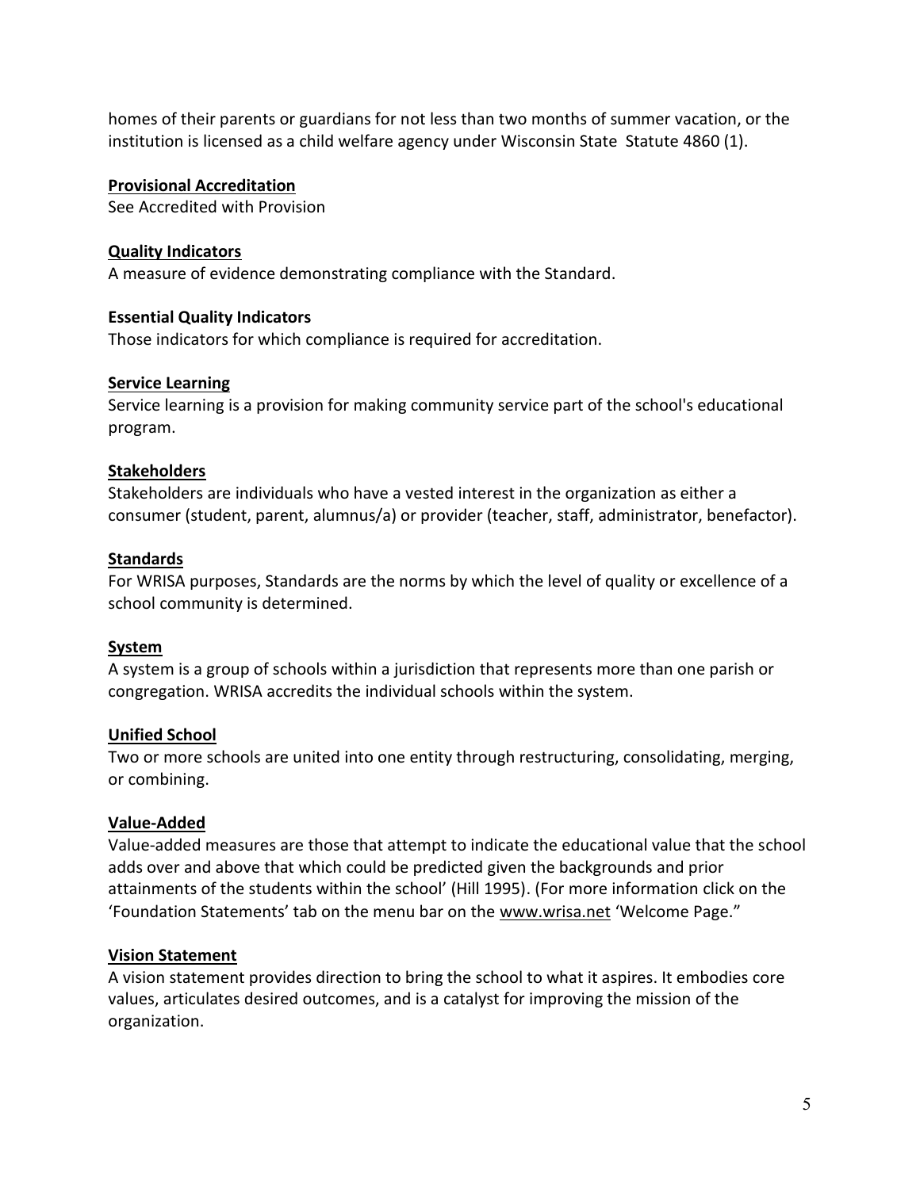homes of their parents or guardians for not less than two months of summer vacation, or the institution is licensed as a child welfare agency under Wisconsin State Statute 4860 (1).

**Provisional Accreditation**
See Accredited with Provision

**Quality Indicators**
A measure of evidence demonstrating compliance with the Standard.

**Essential Quality Indicators**
Those indicators for which compliance is required for accreditation.

**Service Learning**
Service learning is a provision for making community service part of the school's educational program.

**Stakeholders**
Stakeholders are individuals who have a vested interest in the organization as either a consumer (student, parent, alumnus/a) or provider (teacher, staff, administrator, benefactor).

**Standards**
For WRISA purposes, Standards are the norms by which the level of quality or excellence of a school community is determined.

**System**
A system is a group of schools within a jurisdiction that represents more than one parish or congregation. WRISA accredits the individual schools within the system.

**Unified School**
Two or more schools are united into one entity through restructuring, consolidating, merging, or combining.

**Value-Added**
Value-added measures are those that attempt to indicate the educational value that the school adds over and above that which could be predicted given the backgrounds and prior attainments of the students within the school' (Hill 1995). (For more information click on the 'Foundation Statements' tab on the menu bar on the www.wrisa.net 'Welcome Page."

**Vision Statement**
A vision statement provides direction to bring the school to what it aspires. It embodies core values, articulates desired outcomes, and is a catalyst for improving the mission of the organization.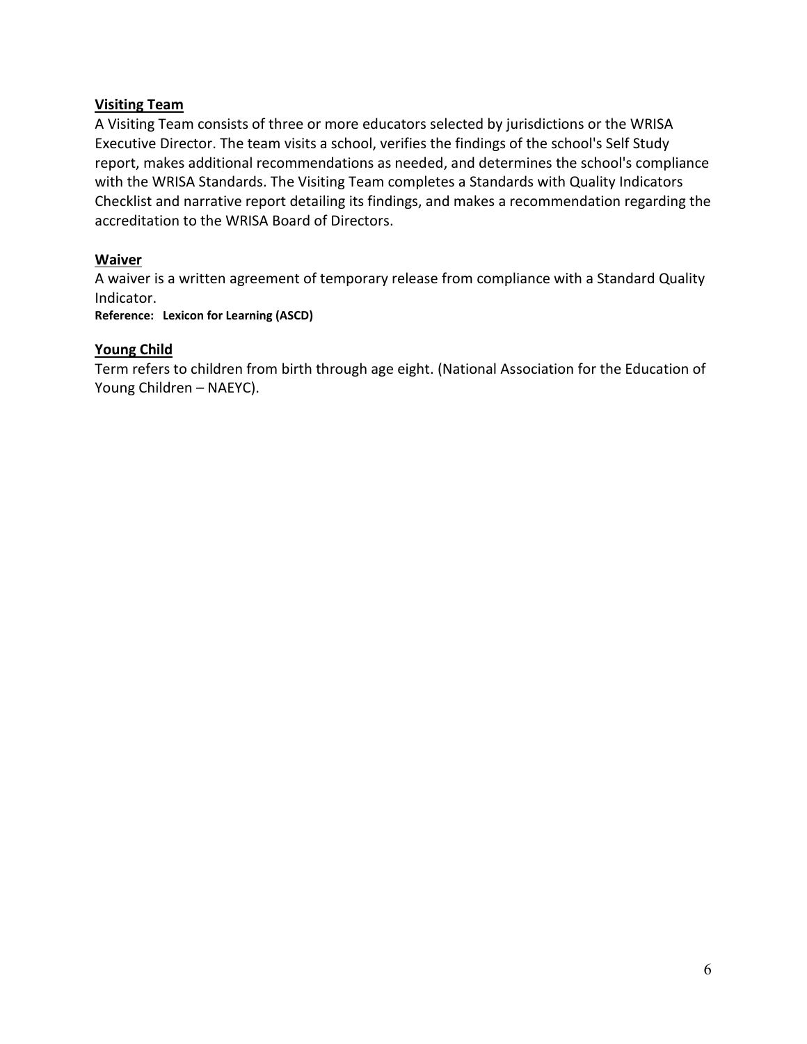**Visiting Team**

A Visiting Team consists of three or more educators selected by jurisdictions or the WRISA Executive Director. The team visits a school, verifies the findings of the school's Self Study report, makes additional recommendations as needed, and determines the school's compliance with the WRISA Standards. The Visiting Team completes a Standards with Quality Indicators Checklist and narrative report detailing its findings, and makes a recommendation regarding the accreditation to the WRISA Board of Directors.

**Waiver**

A waiver is a written agreement of temporary release from compliance with a Standard Quality Indicator.

**Reference: Lexicon for Learning (ASCD)**

**Young Child**

Term refers to children from birth through age eight. (National Association for the Education of Young Children – NAEYC).